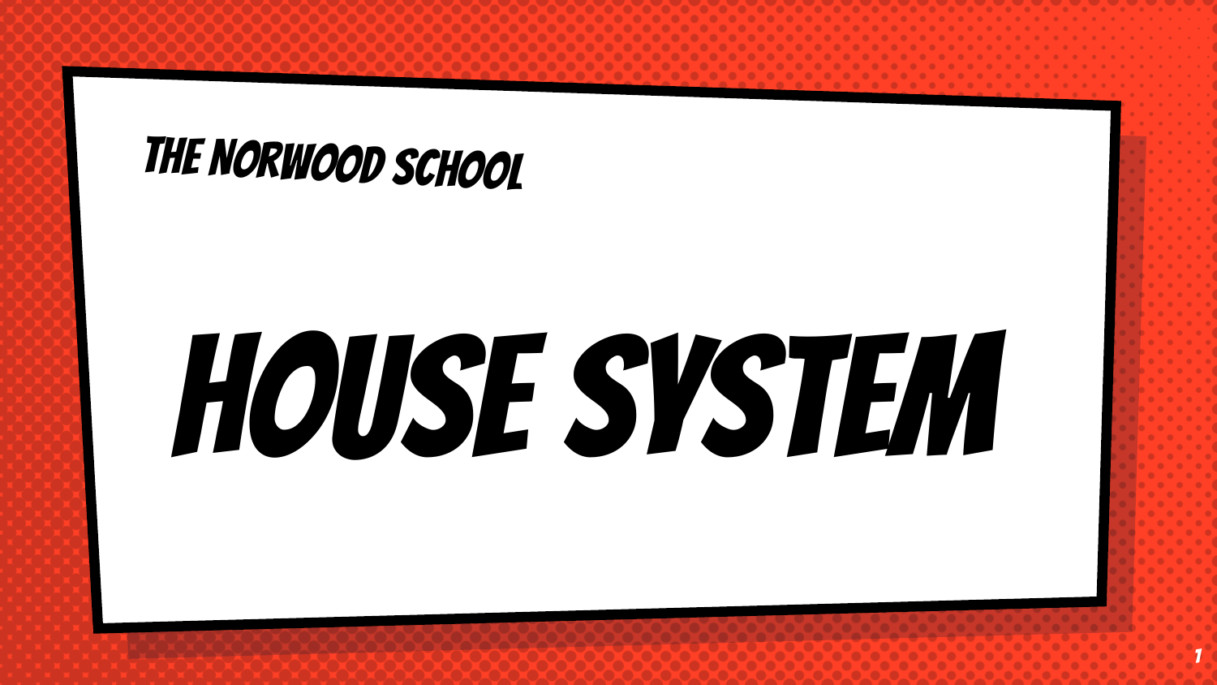THE NORWOOD SCHOOL

# HOUSE SYSTEM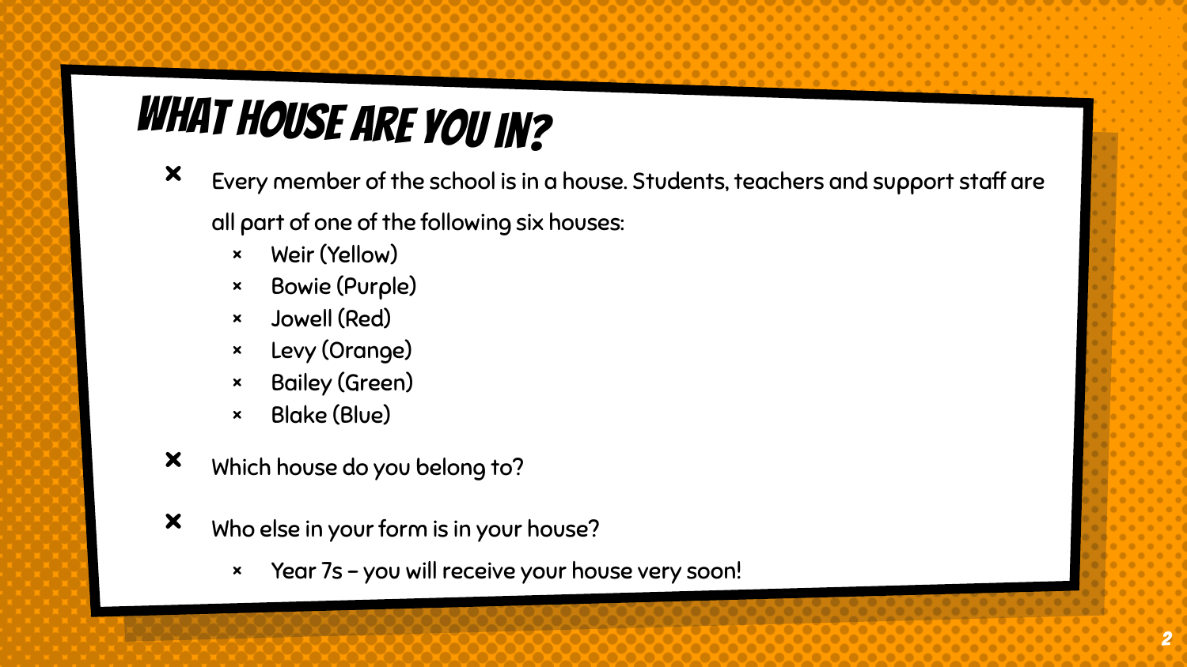# What House Are You In?

- Every member of the school is in a house. Students, teachers and support staff are all part of one of the following six houses:
  - Weir (Yellow)
  - Bowie (Purple)
  - Jowell (Red)
  - Levy (Orange)
  - Bailey (Green)
  - Blake (Blue)
- Which house do you belong to?
- Who else in your form is in your house?
  - Year 7s – you will receive your house very soon!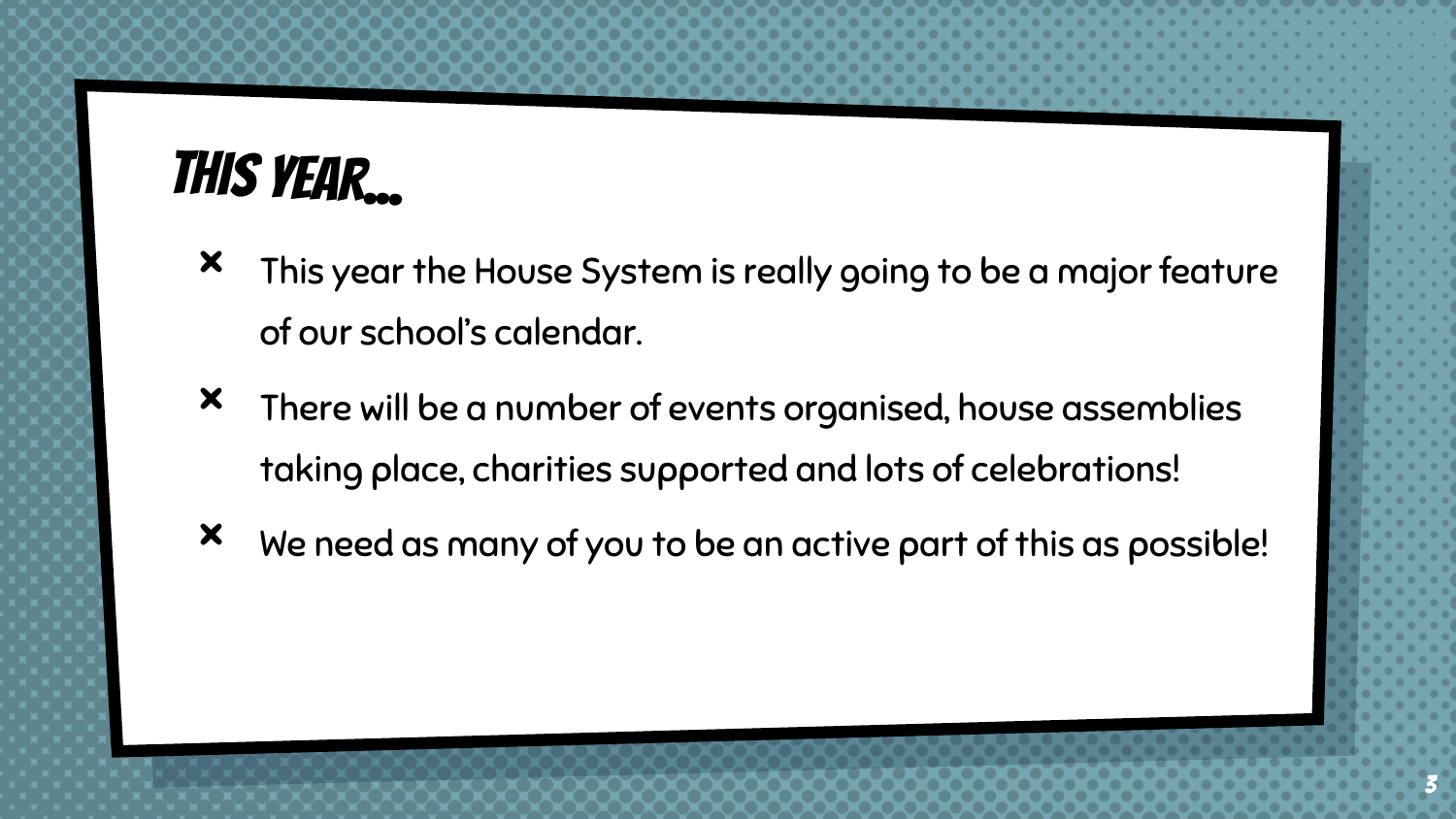# THIS YEAR…

- This year the House System is really going to be a major feature of our school's calendar.
- There will be a number of events organised, house assemblies taking place, charities supported and lots of celebrations!
- We need as many of you to be an active part of this as possible!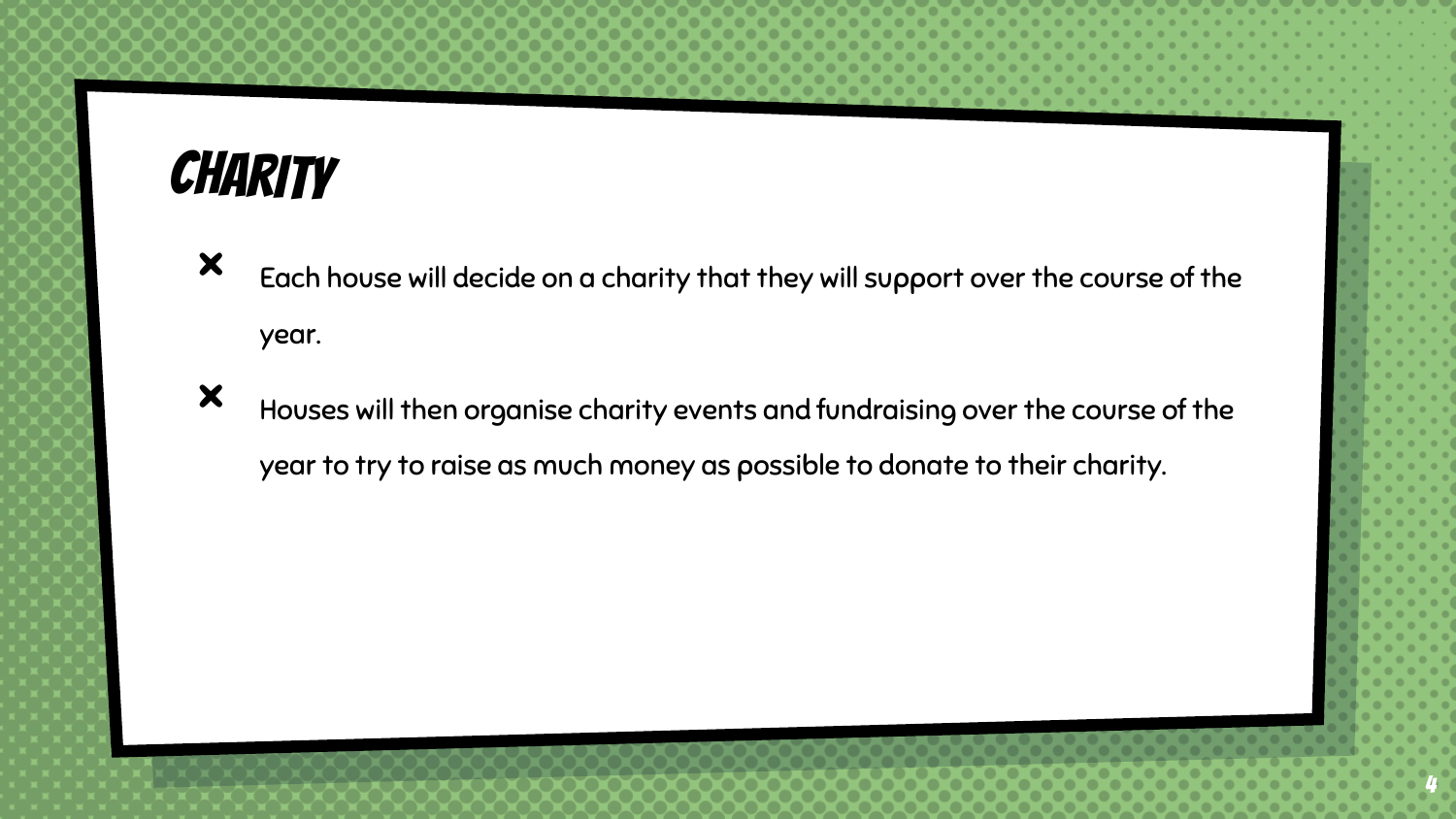# CHARITY

- Each house will decide on a charity that they will support over the course of the year.
- Houses will then organise charity events and fundraising over the course of the year to try to raise as much money as possible to donate to their charity.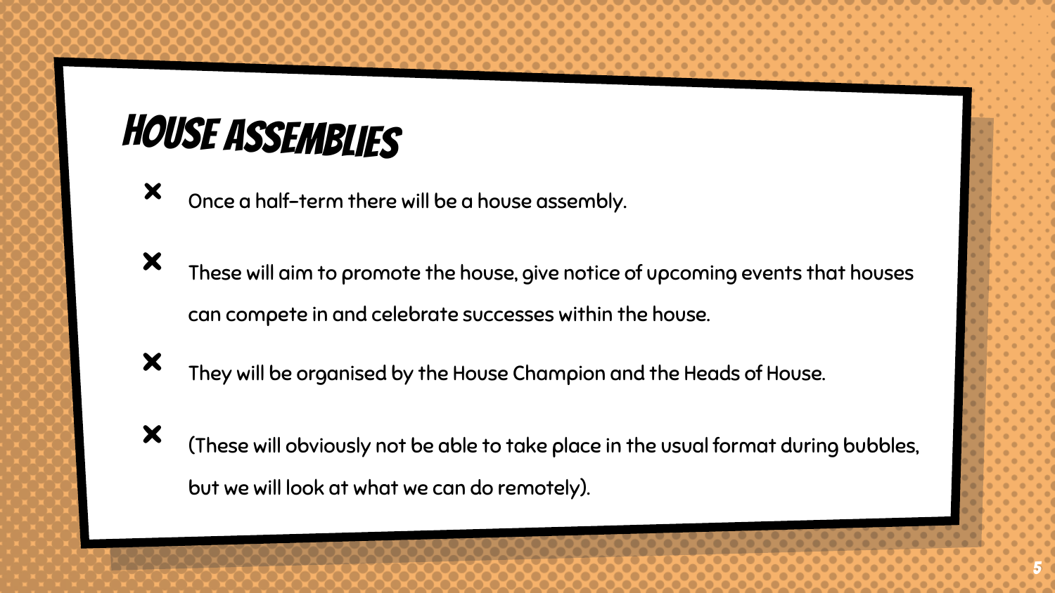# House Assemblies

- Once a half-term there will be a house assembly.
- These will aim to promote the house, give notice of upcoming events that houses can compete in and celebrate successes within the house.
- They will be organised by the House Champion and the Heads of House.
- (These will obviously not be able to take place in the usual format during bubbles, but we will look at what we can do remotely).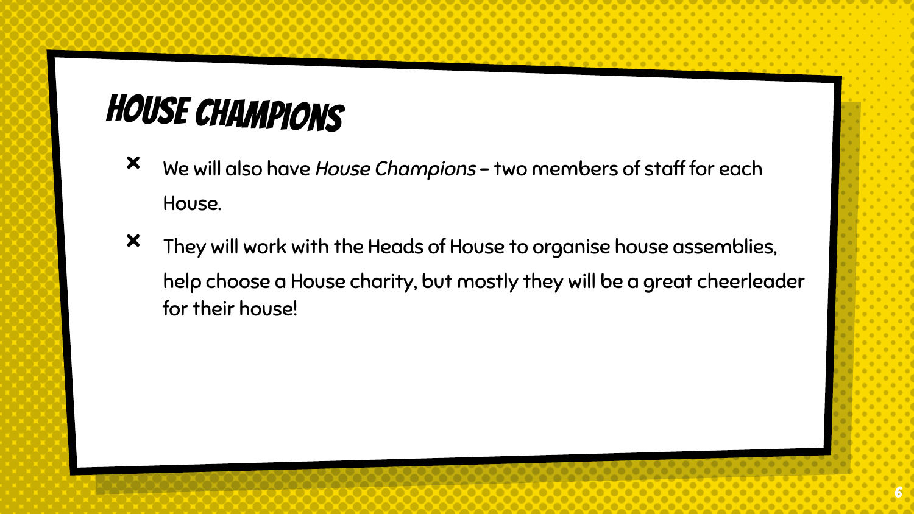# HOUSE CHAMPIONS

- We will also have *House Champions* – two members of staff for each House.
- They will work with the Heads of House to organise house assemblies, help choose a House charity, but mostly they will be a great cheerleader for their house!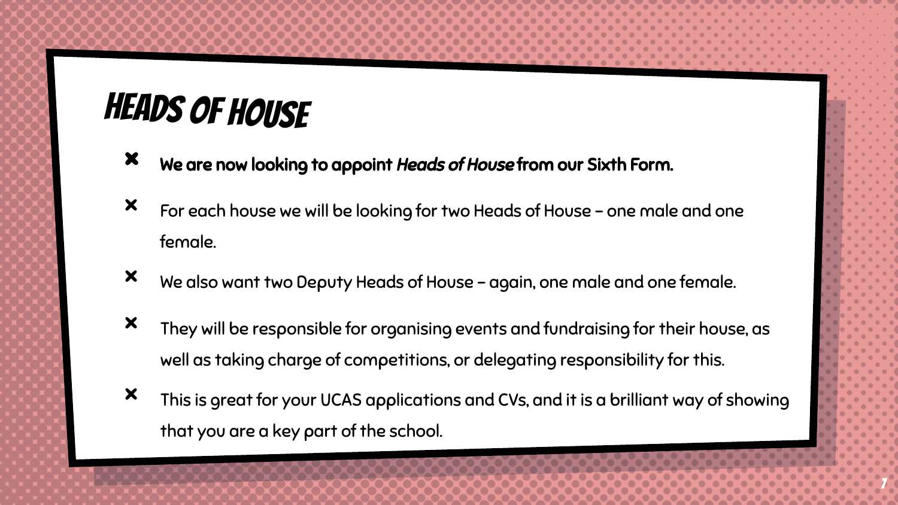# HEADS OF HOUSE

- **We are now looking to appoint *Heads of House* from our Sixth Form.**
- For each house we will be looking for two Heads of House – one male and one female.
- We also want two Deputy Heads of House – again, one male and one female.
- They will be responsible for organising events and fundraising for their house, as well as taking charge of competitions, or delegating responsibility for this.
- This is great for your UCAS applications and CVs, and it is a brilliant way of showing that you are a key part of the school.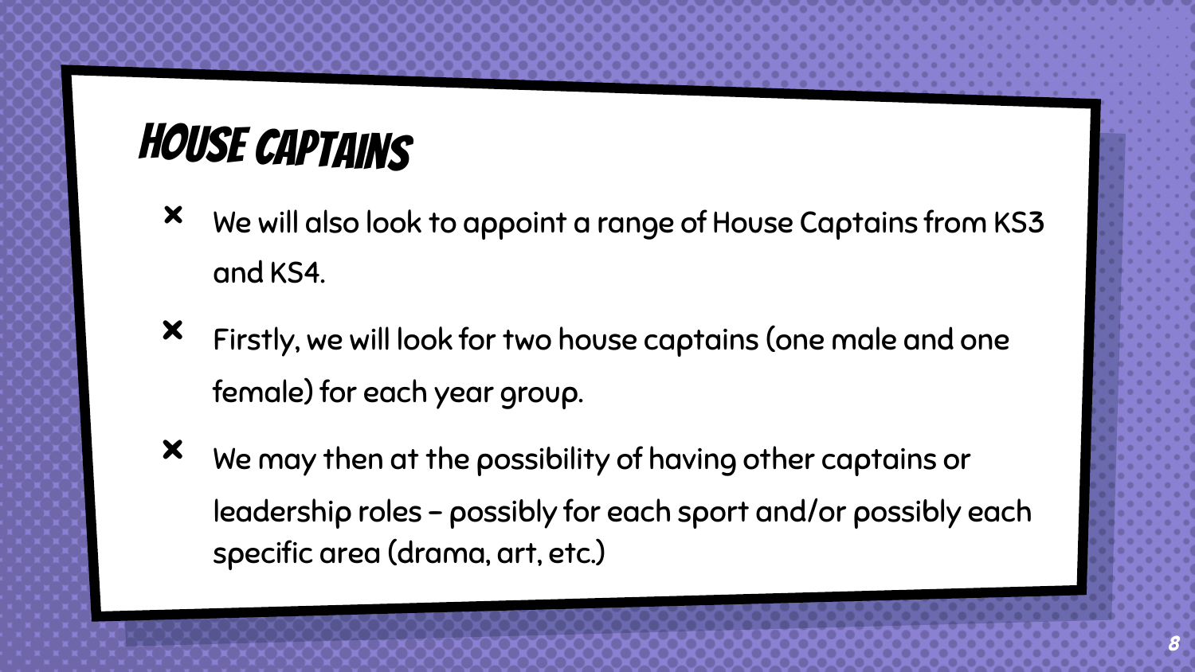# HOUSE CAPTAINS

- We will also look to appoint a range of House Captains from KS3 and KS4.
- Firstly, we will look for two house captains (one male and one female) for each year group.
- We may then at the possibility of having other captains or leadership roles – possibly for each sport and/or possibly each specific area (drama, art, etc.)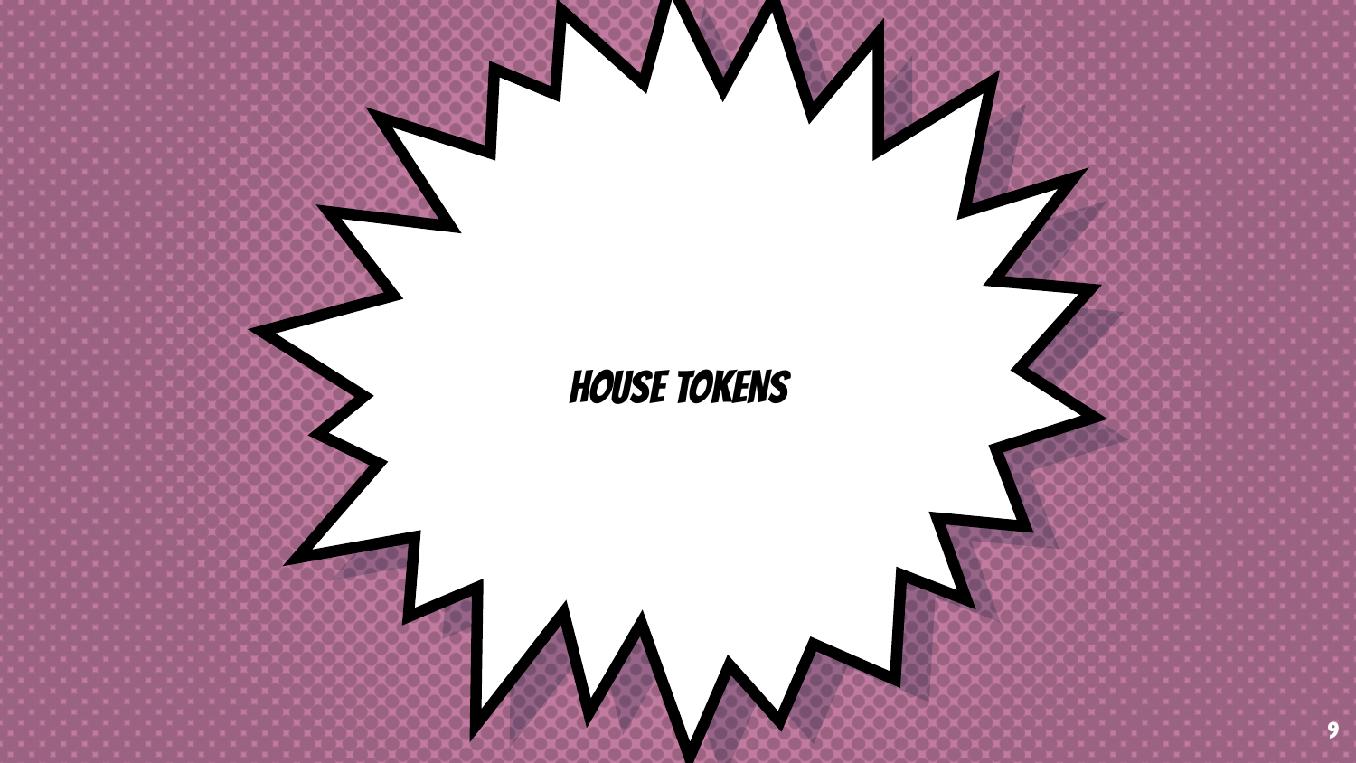# HOUSE TOKENS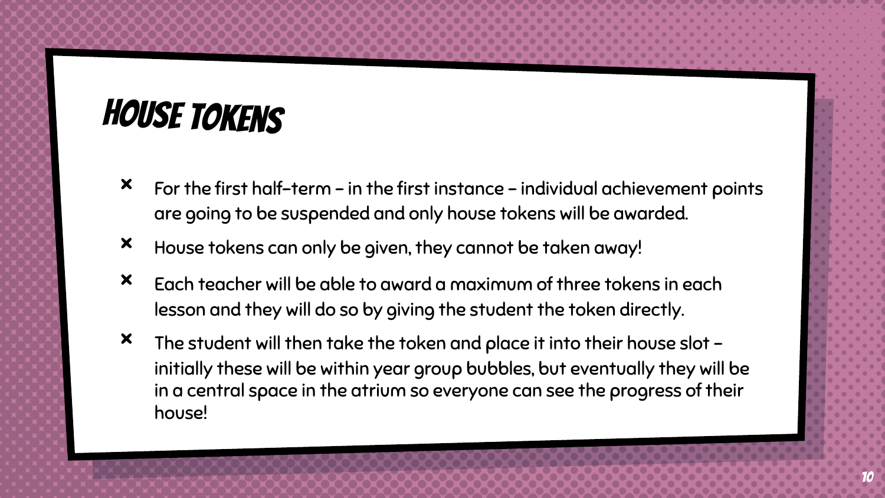# House Tokens

- For the first half-term – in the first instance – individual achievement points are going to be suspended and only house tokens will be awarded.
- House tokens can only be given, they cannot be taken away!
- Each teacher will be able to award a maximum of three tokens in each lesson and they will do so by giving the student the token directly.
- The student will then take the token and place it into their house slot – initially these will be within year group bubbles, but eventually they will be in a central space in the atrium so everyone can see the progress of their house!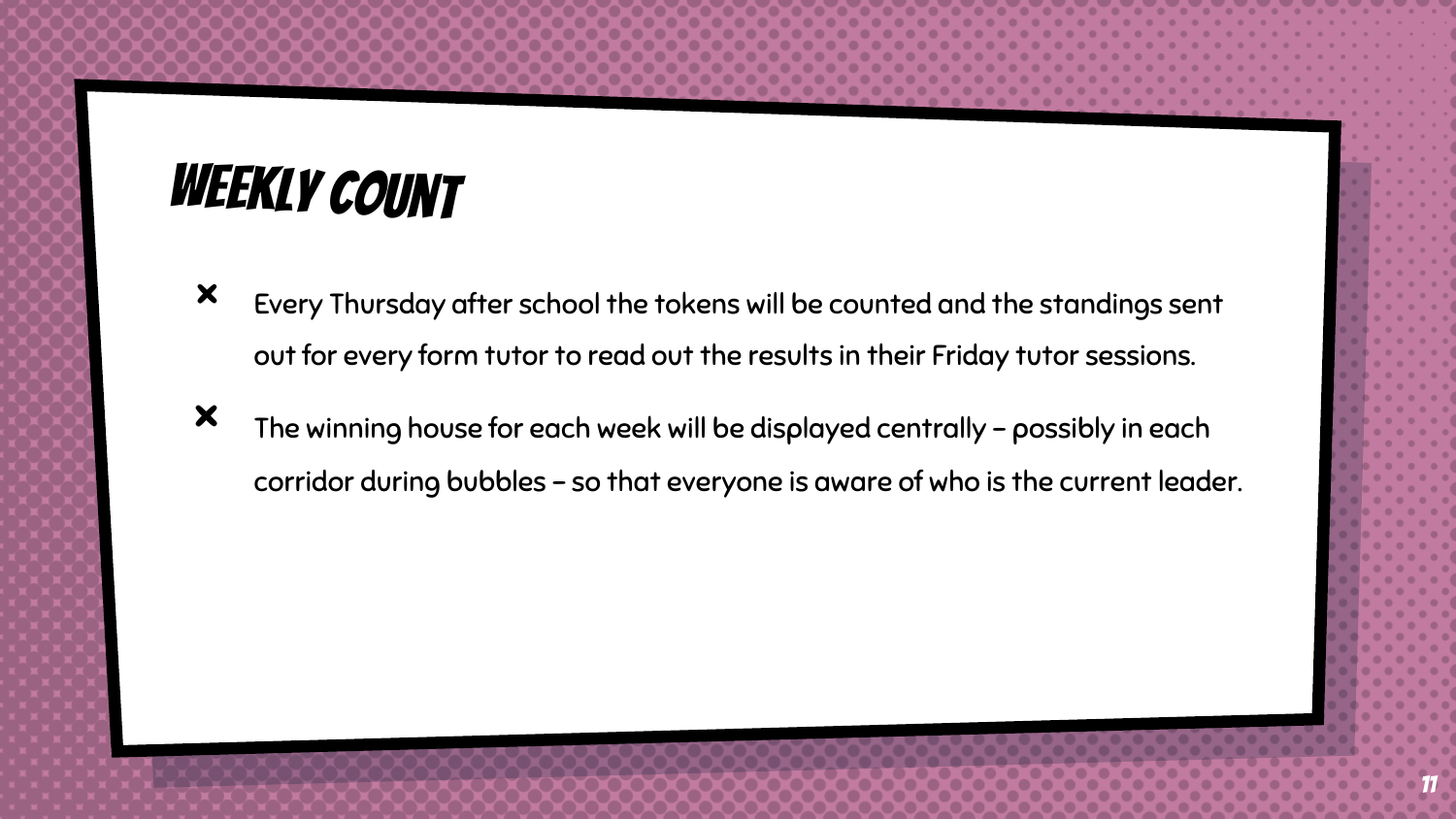# Weekly Count

- Every Thursday after school the tokens will be counted and the standings sent out for every form tutor to read out the results in their Friday tutor sessions.
- The winning house for each week will be displayed centrally – possibly in each corridor during bubbles – so that everyone is aware of who is the current leader.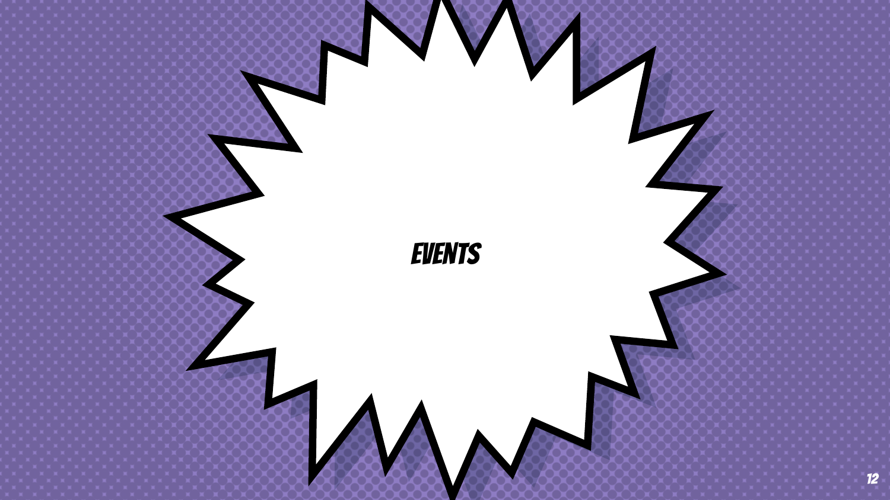# EVENTS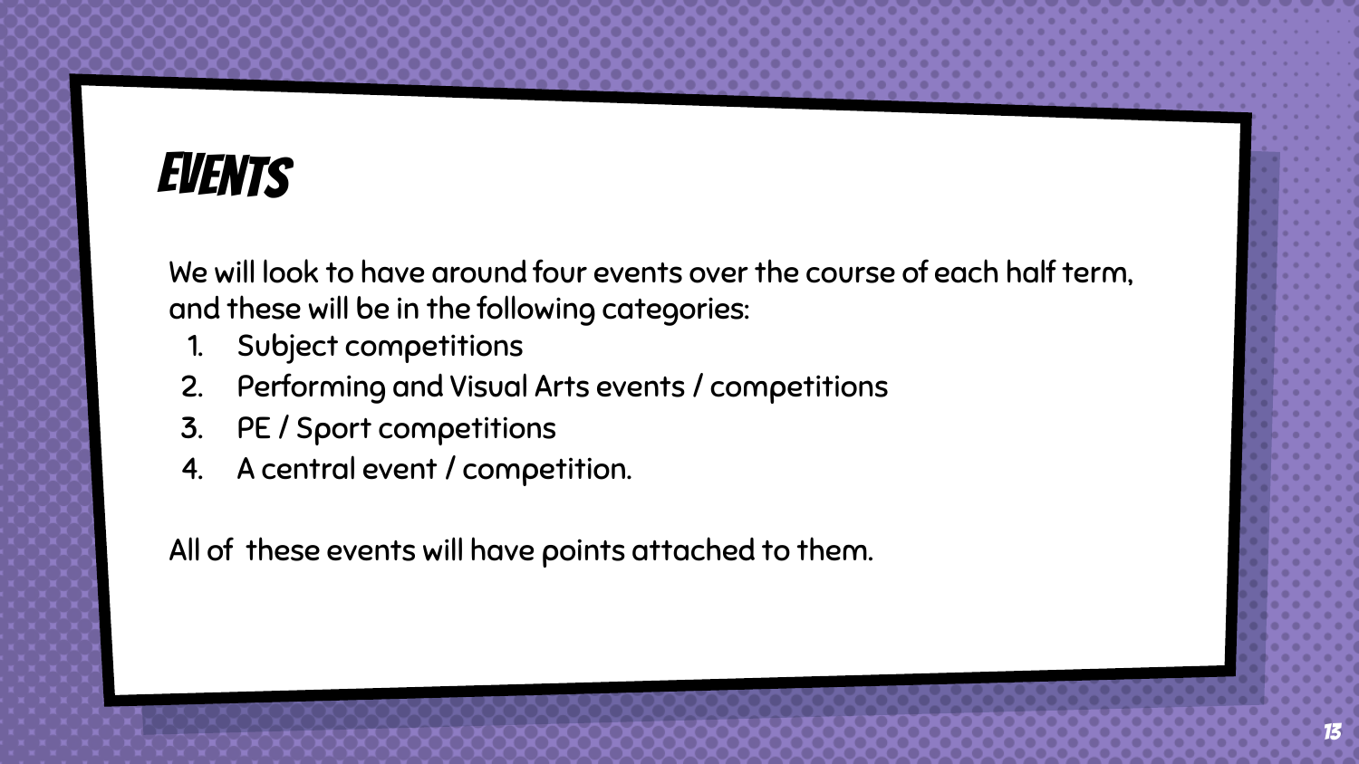# EVENTS

We will look to have around four events over the course of each half term, and these will be in the following categories:

1. Subject competitions
2. Performing and Visual Arts events / competitions
3. PE / Sport competitions
4. A central event / competition.

All of  these events will have points attached to them.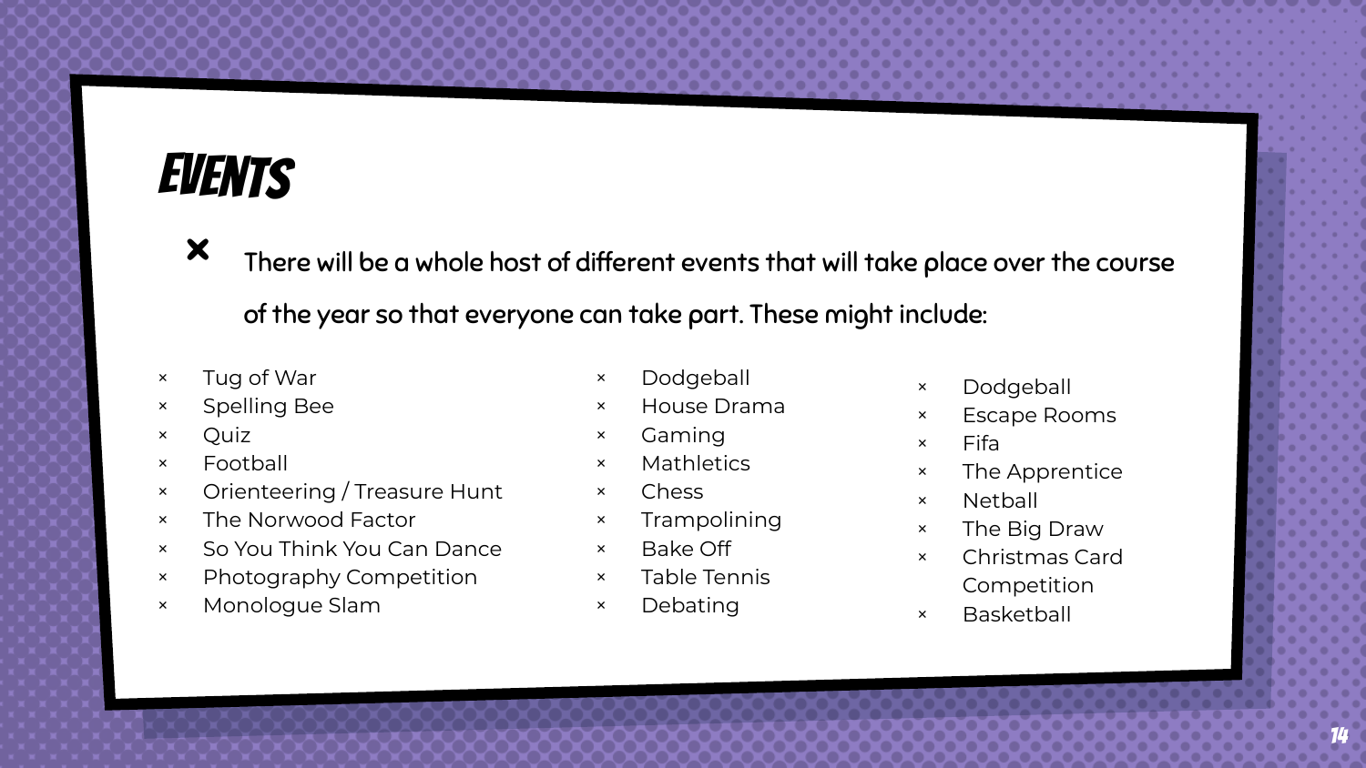# EVENTS

- There will be a whole host of different events that will take place over the course of the year so that everyone can take part. These might include:

- Tug of War
- Spelling Bee
- Quiz
- Football
- Orienteering / Treasure Hunt
- The Norwood Factor
- So You Think You Can Dance
- Photography Competition
- Monologue Slam
- Dodgeball
- House Drama
- Gaming
- Mathletics
- Chess
- Trampolining
- Bake Off
- Table Tennis
- Debating
- Dodgeball
- Escape Rooms
- Fifa
- The Apprentice
- Netball
- The Big Draw
- Christmas Card Competition
- Basketball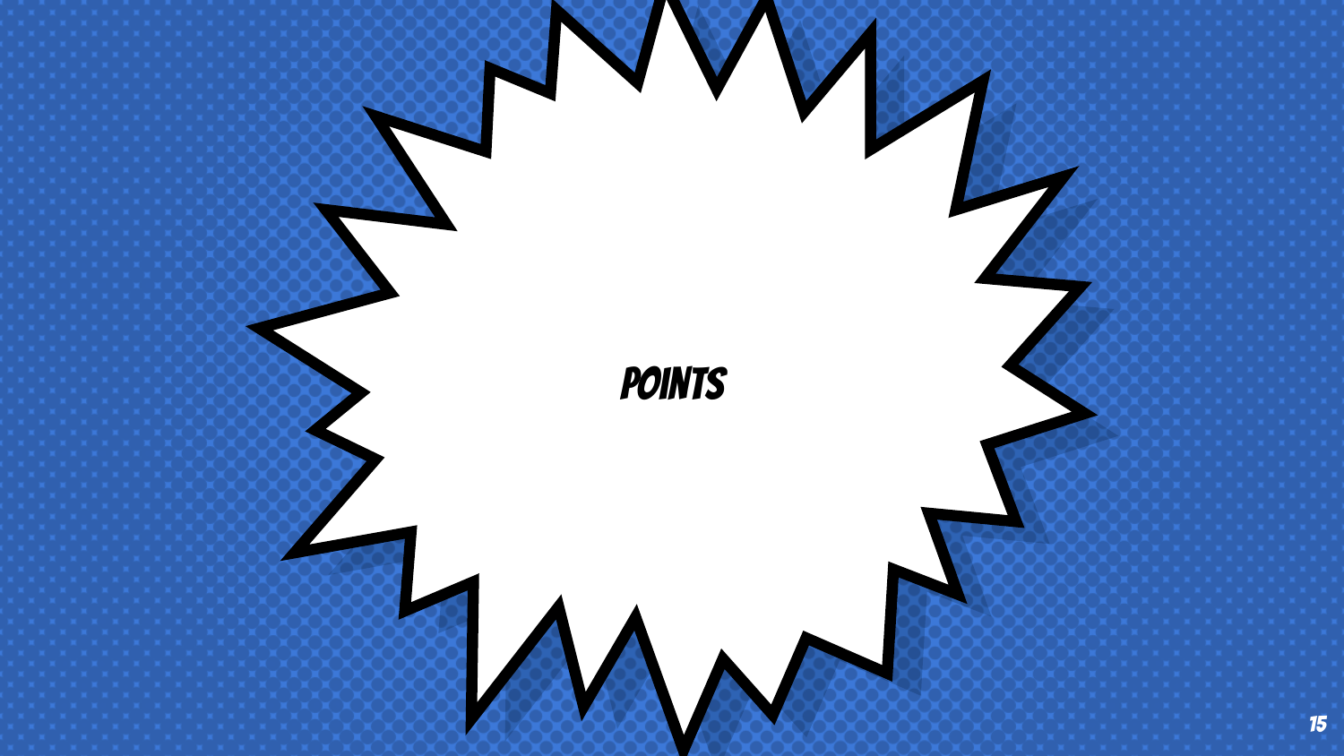# POINTS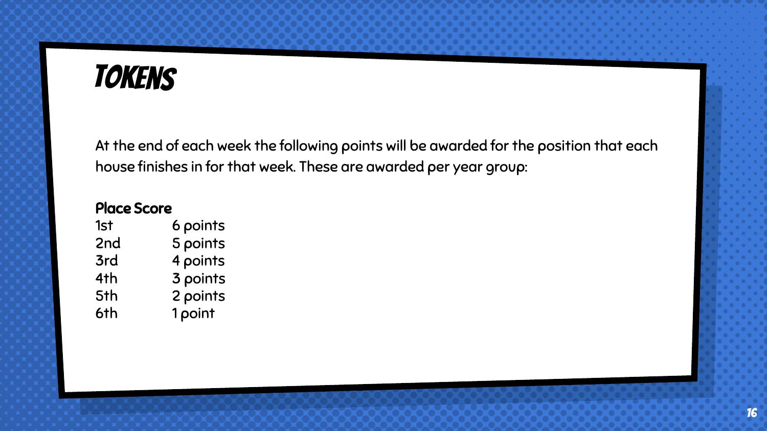# TOKENS

At the end of each week the following points will be awarded for the position that each house finishes in for that week. These are awarded per year group:

| Place | Score |
|---|---|
| 1st | 6 points |
| 2nd | 5 points |
| 3rd | 4 points |
| 4th | 3 points |
| 5th | 2 points |
| 6th | 1 point |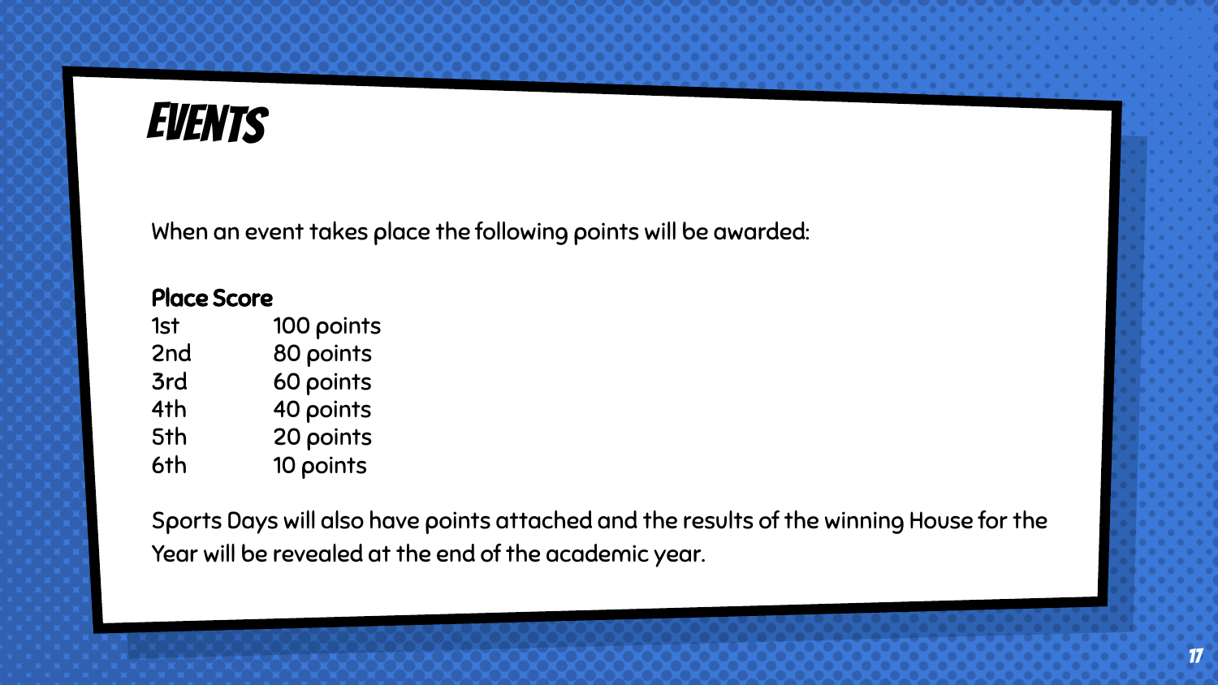# EVENTS

When an event takes place the following points will be awarded:

| Place | Score |
|---|---|
| 1st | 100 points |
| 2nd | 80 points |
| 3rd | 60 points |
| 4th | 40 points |
| 5th | 20 points |
| 6th | 10 points |

Sports Days will also have points attached and the results of the winning House for the Year will be revealed at the end of the academic year.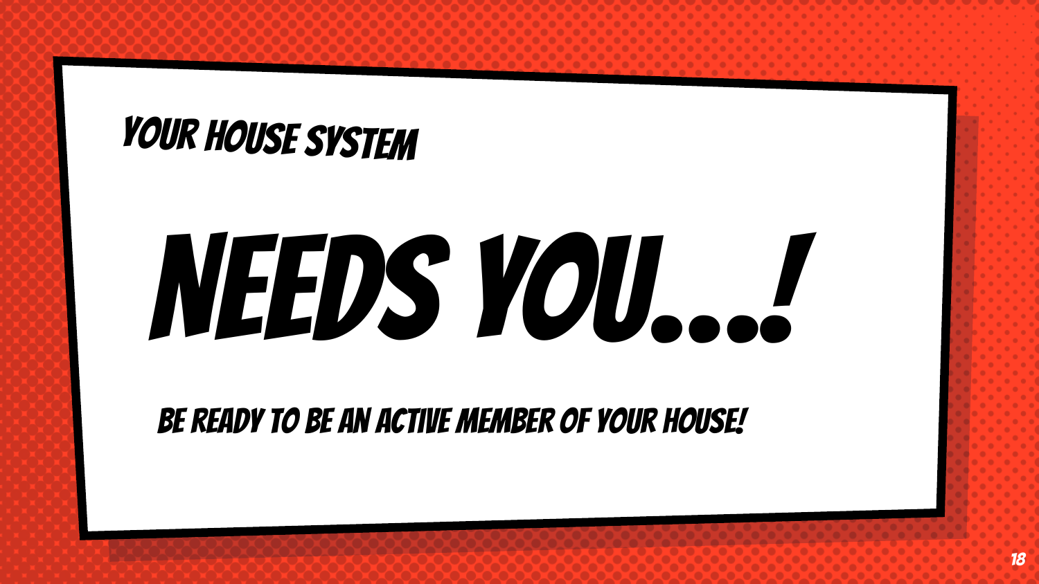### YOUR HOUSE SYSTEM

# NEEDS YOU...!

**BE READY TO BE AN ACTIVE MEMBER OF YOUR HOUSE!**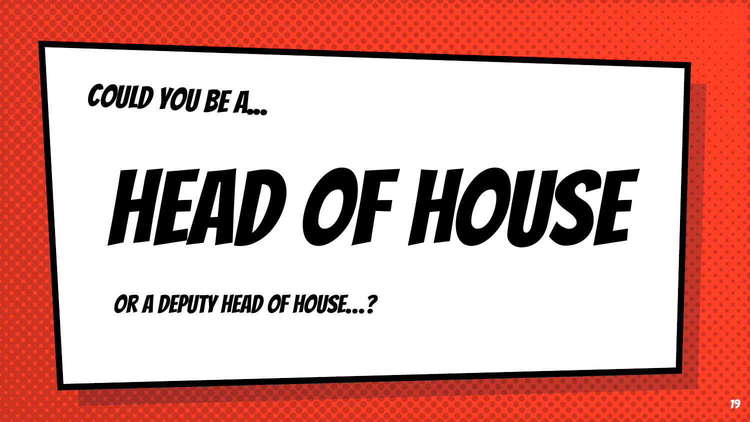COULD YOU BE A...

# HEAD OF HOUSE

OR A DEPUTY HEAD OF HOUSE...?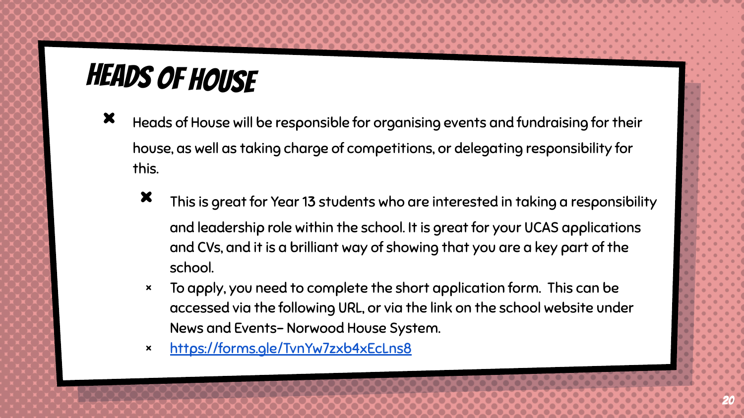# Heads of House

- Heads of House will be responsible for organising events and fundraising for their house, as well as taking charge of competitions, or delegating responsibility for this.
  - This is great for Year 13 students who are interested in taking a responsibility and leadership role within the school. It is great for your UCAS applications and CVs, and it is a brilliant way of showing that you are a key part of the school.
  - To apply, you need to complete the short application form. This can be accessed via the following URL, or via the link on the school website under News and Events– Norwood House System.
  - https://forms.gle/TvnYw7zxb4xEcLns8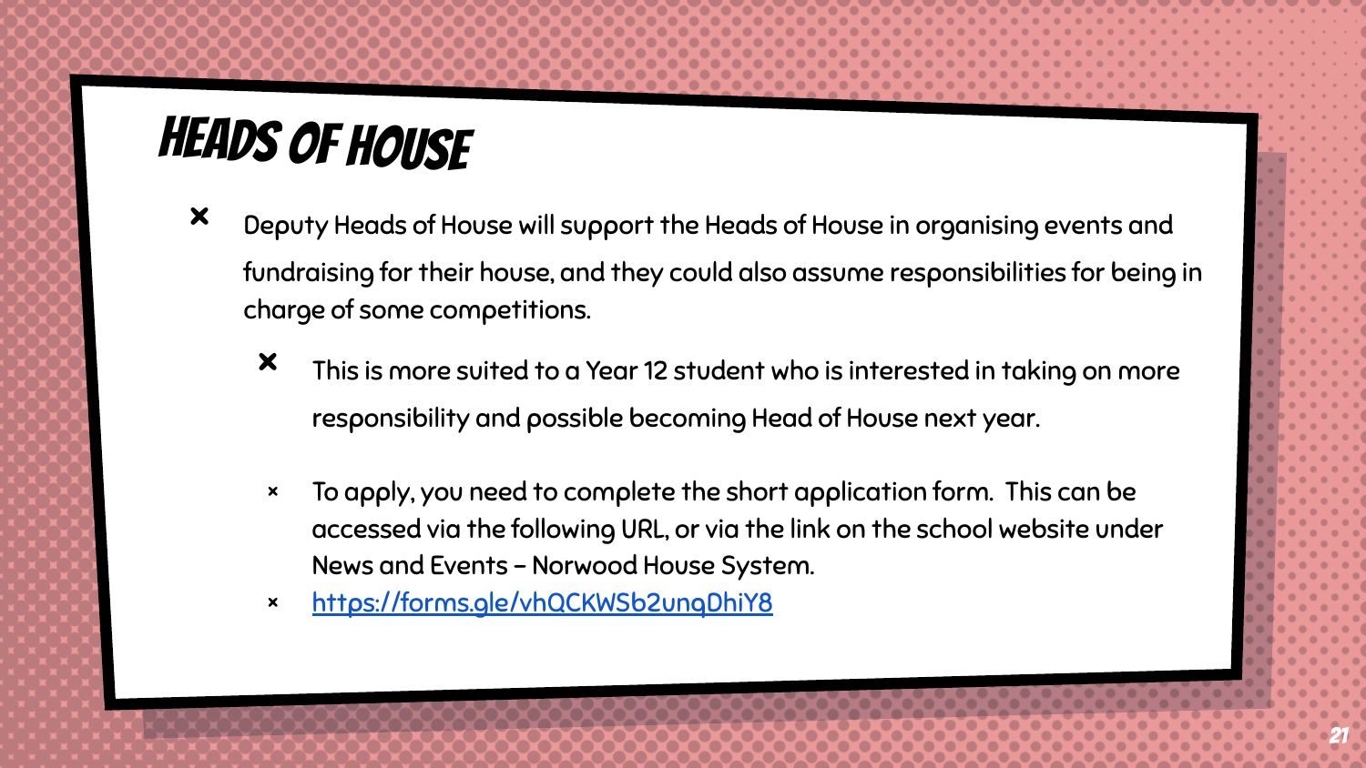# Heads of House

- Deputy Heads of House will support the Heads of House in organising events and fundraising for their house, and they could also assume responsibilities for being in charge of some competitions.
  - This is more suited to a Year 12 student who is interested in taking on more responsibility and possible becoming Head of House next year.
  - To apply, you need to complete the short application form. This can be accessed via the following URL, or via the link on the school website under News and Events – Norwood House System.
  - https://forms.gle/vhQCKWSb2unqDhiY8